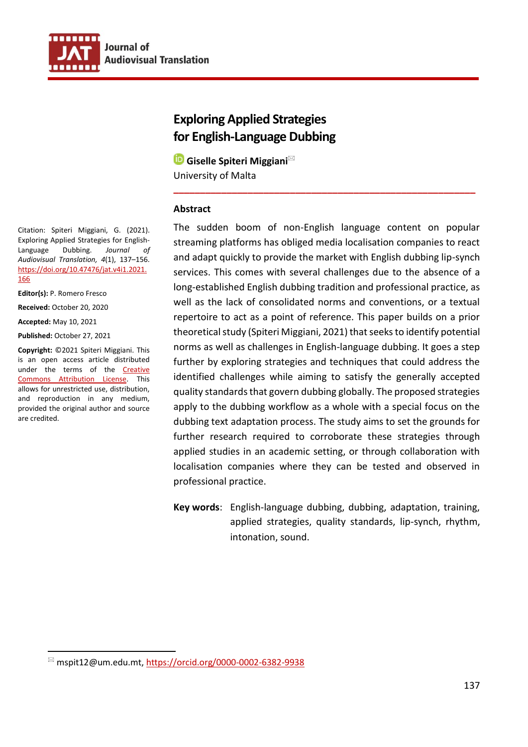# Exploring Applied Strategies for English-Language Dubbing

**Giselle Spiteri Miggiani**[✉]
University of Malta

Citation: Spiteri Miggiani, G. (2021). Exploring Applied Strategies for English-Language Dubbing. *Journal of Audiovisual Translation, 4*(1), 137–156. https://doi.org/10.47476/jat.v4i1.2021.166

**Editor(s):** P. Romero Fresco

**Received:** October 20, 2020

**Accepted:** May 10, 2021

**Published:** October 27, 2021

**Copyright:** ©2021 Spiteri Miggiani. This is an open access article distributed under the terms of the Creative Commons Attribution License. This allows for unrestricted use, distribution, and reproduction in any medium, provided the original author and source are credited.

## Abstract

The sudden boom of non-English language content on popular streaming platforms has obliged media localisation companies to react and adapt quickly to provide the market with English dubbing lip-synch services. This comes with several challenges due to the absence of a long-established English dubbing tradition and professional practice, as well as the lack of consolidated norms and conventions, or a textual repertoire to act as a point of reference. This paper builds on a prior theoretical study (Spiteri Miggiani, 2021) that seeks to identify potential norms as well as challenges in English-language dubbing. It goes a step further by exploring strategies and techniques that could address the identified challenges while aiming to satisfy the generally accepted quality standards that govern dubbing globally. The proposed strategies apply to the dubbing workflow as a whole with a special focus on the dubbing text adaptation process. The study aims to set the grounds for further research required to corroborate these strategies through applied studies in an academic setting, or through collaboration with localisation companies where they can be tested and observed in professional practice.

**Key words**: English-language dubbing, dubbing, adaptation, training, applied strategies, quality standards, lip-synch, rhythm, intonation, sound.

---

✉ mspit12@um.edu.mt, https://orcid.org/0000-0002-6382-9938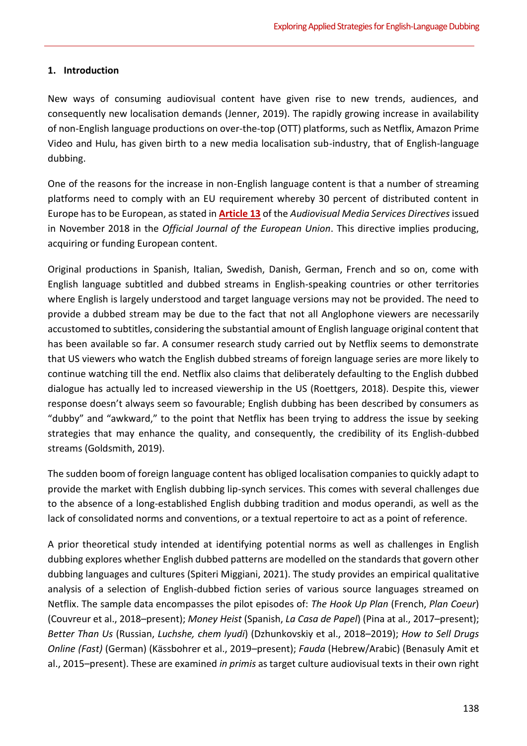## 1. Introduction

New ways of consuming audiovisual content have given rise to new trends, audiences, and consequently new localisation demands (Jenner, 2019). The rapidly growing increase in availability of non-English language productions on over-the-top (OTT) platforms, such as Netflix, Amazon Prime Video and Hulu, has given birth to a new media localisation sub-industry, that of English-language dubbing.

One of the reasons for the increase in non-English language content is that a number of streaming platforms need to comply with an EU requirement whereby 30 percent of distributed content in Europe has to be European, as stated in **Article 13** of the *Audiovisual Media Services Directives* issued in November 2018 in the *Official Journal of the European Union*. This directive implies producing, acquiring or funding European content.

Original productions in Spanish, Italian, Swedish, Danish, German, French and so on, come with English language subtitled and dubbed streams in English-speaking countries or other territories where English is largely understood and target language versions may not be provided. The need to provide a dubbed stream may be due to the fact that not all Anglophone viewers are necessarily accustomed to subtitles, considering the substantial amount of English language original content that has been available so far. A consumer research study carried out by Netflix seems to demonstrate that US viewers who watch the English dubbed streams of foreign language series are more likely to continue watching till the end. Netflix also claims that deliberately defaulting to the English dubbed dialogue has actually led to increased viewership in the US (Roettgers, 2018). Despite this, viewer response doesn't always seem so favourable; English dubbing has been described by consumers as "dubby" and "awkward," to the point that Netflix has been trying to address the issue by seeking strategies that may enhance the quality, and consequently, the credibility of its English-dubbed streams (Goldsmith, 2019).

The sudden boom of foreign language content has obliged localisation companies to quickly adapt to provide the market with English dubbing lip-synch services. This comes with several challenges due to the absence of a long-established English dubbing tradition and modus operandi, as well as the lack of consolidated norms and conventions, or a textual repertoire to act as a point of reference.

A prior theoretical study intended at identifying potential norms as well as challenges in English dubbing explores whether English dubbed patterns are modelled on the standards that govern other dubbing languages and cultures (Spiteri Miggiani, 2021). The study provides an empirical qualitative analysis of a selection of English-dubbed fiction series of various source languages streamed on Netflix. The sample data encompasses the pilot episodes of: *The Hook Up Plan* (French, *Plan Coeur*) (Couvreur et al., 2018–present); *Money Heist* (Spanish, *La Casa de Papel*) (Pina at al., 2017–present); *Better Than Us* (Russian, *Luchshe, chem lyudi*) (Dzhunkovskiy et al., 2018–2019); *How to Sell Drugs Online (Fast)* (German) (Kässbohrer et al., 2019–present); *Fauda* (Hebrew/Arabic) (Benasuly Amit et al., 2015–present). These are examined *in primis* as target culture audiovisual texts in their own right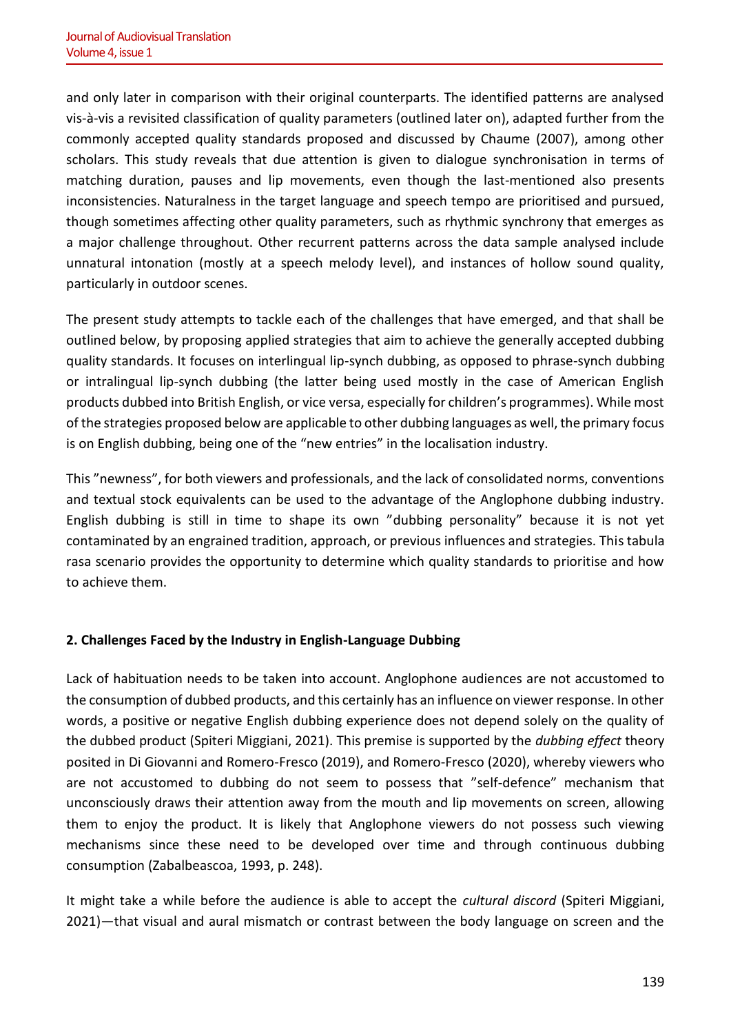and only later in comparison with their original counterparts. The identified patterns are analysed vis-à-vis a revisited classification of quality parameters (outlined later on), adapted further from the commonly accepted quality standards proposed and discussed by Chaume (2007), among other scholars. This study reveals that due attention is given to dialogue synchronisation in terms of matching duration, pauses and lip movements, even though the last-mentioned also presents inconsistencies. Naturalness in the target language and speech tempo are prioritised and pursued, though sometimes affecting other quality parameters, such as rhythmic synchrony that emerges as a major challenge throughout. Other recurrent patterns across the data sample analysed include unnatural intonation (mostly at a speech melody level), and instances of hollow sound quality, particularly in outdoor scenes.

The present study attempts to tackle each of the challenges that have emerged, and that shall be outlined below, by proposing applied strategies that aim to achieve the generally accepted dubbing quality standards. It focuses on interlingual lip-synch dubbing, as opposed to phrase-synch dubbing or intralingual lip-synch dubbing (the latter being used mostly in the case of American English products dubbed into British English, or vice versa, especially for children's programmes). While most of the strategies proposed below are applicable to other dubbing languages as well, the primary focus is on English dubbing, being one of the "new entries" in the localisation industry.

This "newness", for both viewers and professionals, and the lack of consolidated norms, conventions and textual stock equivalents can be used to the advantage of the Anglophone dubbing industry. English dubbing is still in time to shape its own "dubbing personality" because it is not yet contaminated by an engrained tradition, approach, or previous influences and strategies. This tabula rasa scenario provides the opportunity to determine which quality standards to prioritise and how to achieve them.

## 2. Challenges Faced by the Industry in English-Language Dubbing

Lack of habituation needs to be taken into account. Anglophone audiences are not accustomed to the consumption of dubbed products, and this certainly has an influence on viewer response. In other words, a positive or negative English dubbing experience does not depend solely on the quality of the dubbed product (Spiteri Miggiani, 2021). This premise is supported by the *dubbing effect* theory posited in Di Giovanni and Romero-Fresco (2019), and Romero-Fresco (2020), whereby viewers who are not accustomed to dubbing do not seem to possess that "self-defence" mechanism that unconsciously draws their attention away from the mouth and lip movements on screen, allowing them to enjoy the product. It is likely that Anglophone viewers do not possess such viewing mechanisms since these need to be developed over time and through continuous dubbing consumption (Zabalbeascoa, 1993, p. 248).

It might take a while before the audience is able to accept the *cultural discord* (Spiteri Miggiani, 2021)—that visual and aural mismatch or contrast between the body language on screen and the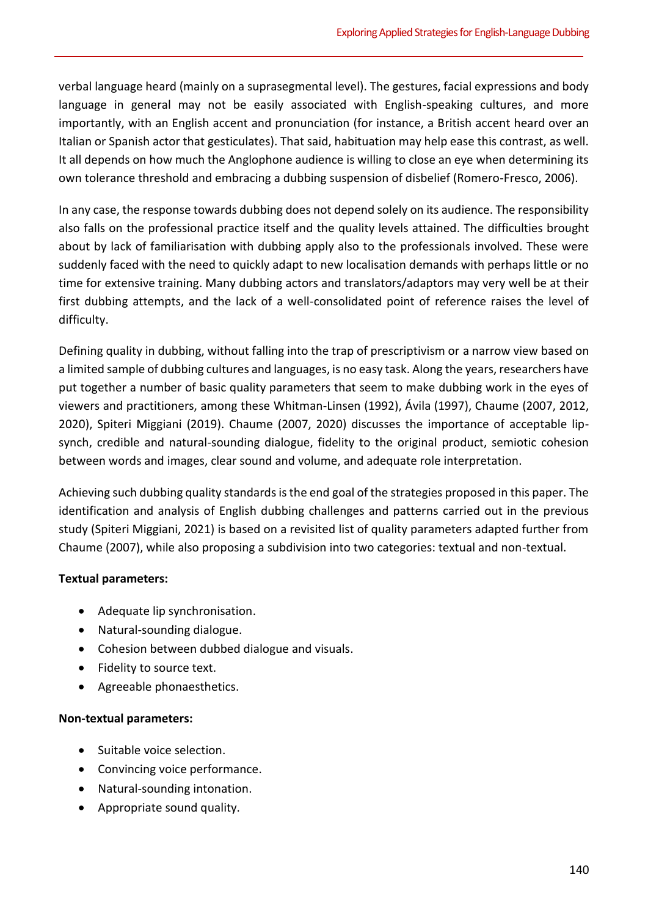verbal language heard (mainly on a suprasegmental level). The gestures, facial expressions and body language in general may not be easily associated with English-speaking cultures, and more importantly, with an English accent and pronunciation (for instance, a British accent heard over an Italian or Spanish actor that gesticulates). That said, habituation may help ease this contrast, as well. It all depends on how much the Anglophone audience is willing to close an eye when determining its own tolerance threshold and embracing a dubbing suspension of disbelief (Romero-Fresco, 2006).

In any case, the response towards dubbing does not depend solely on its audience. The responsibility also falls on the professional practice itself and the quality levels attained. The difficulties brought about by lack of familiarisation with dubbing apply also to the professionals involved. These were suddenly faced with the need to quickly adapt to new localisation demands with perhaps little or no time for extensive training. Many dubbing actors and translators/adaptors may very well be at their first dubbing attempts, and the lack of a well-consolidated point of reference raises the level of difficulty.

Defining quality in dubbing, without falling into the trap of prescriptivism or a narrow view based on a limited sample of dubbing cultures and languages, is no easy task. Along the years, researchers have put together a number of basic quality parameters that seem to make dubbing work in the eyes of viewers and practitioners, among these Whitman-Linsen (1992), Ávila (1997), Chaume (2007, 2012, 2020), Spiteri Miggiani (2019). Chaume (2007, 2020) discusses the importance of acceptable lip-synch, credible and natural-sounding dialogue, fidelity to the original product, semiotic cohesion between words and images, clear sound and volume, and adequate role interpretation.

Achieving such dubbing quality standards is the end goal of the strategies proposed in this paper. The identification and analysis of English dubbing challenges and patterns carried out in the previous study (Spiteri Miggiani, 2021) is based on a revisited list of quality parameters adapted further from Chaume (2007), while also proposing a subdivision into two categories: textual and non-textual.

**Textual parameters:**

- Adequate lip synchronisation.
- Natural-sounding dialogue.
- Cohesion between dubbed dialogue and visuals.
- Fidelity to source text.
- Agreeable phonaesthetics.

**Non-textual parameters:**

- Suitable voice selection.
- Convincing voice performance.
- Natural-sounding intonation.
- Appropriate sound quality.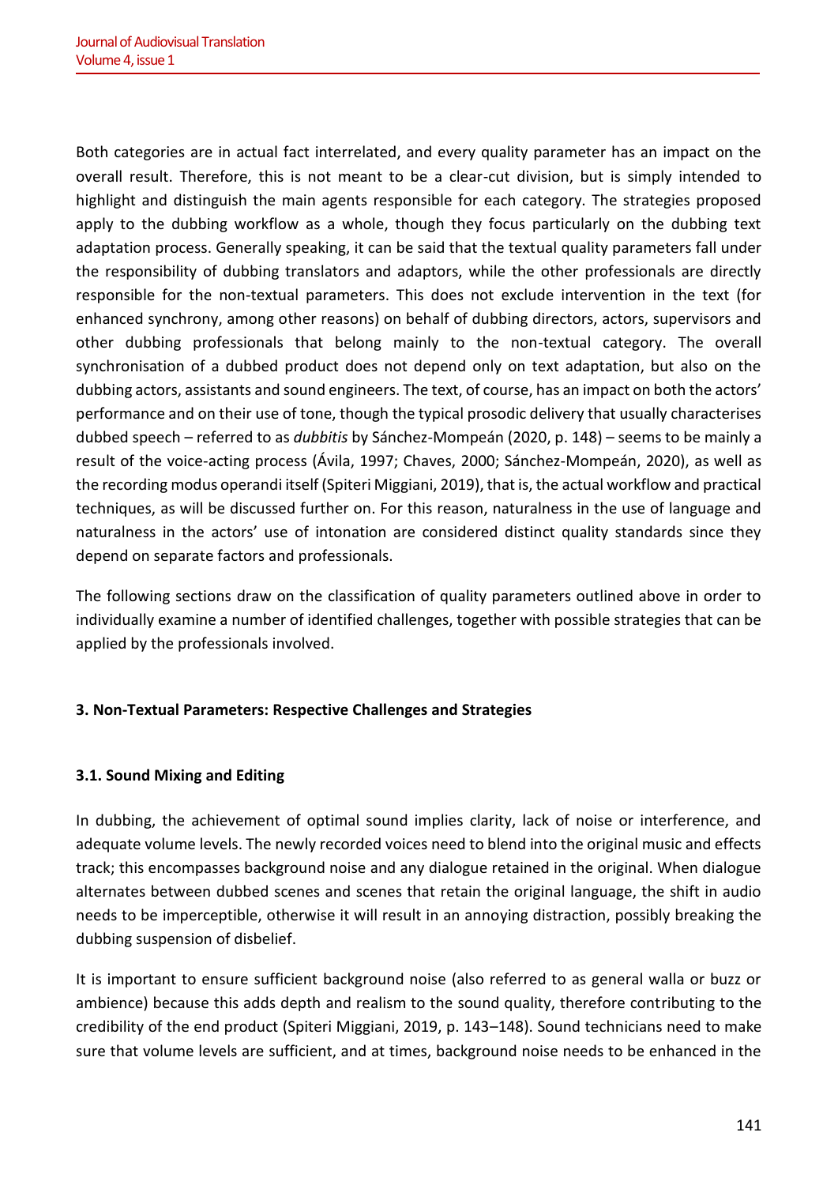Both categories are in actual fact interrelated, and every quality parameter has an impact on the overall result. Therefore, this is not meant to be a clear-cut division, but is simply intended to highlight and distinguish the main agents responsible for each category. The strategies proposed apply to the dubbing workflow as a whole, though they focus particularly on the dubbing text adaptation process. Generally speaking, it can be said that the textual quality parameters fall under the responsibility of dubbing translators and adaptors, while the other professionals are directly responsible for the non-textual parameters. This does not exclude intervention in the text (for enhanced synchrony, among other reasons) on behalf of dubbing directors, actors, supervisors and other dubbing professionals that belong mainly to the non-textual category. The overall synchronisation of a dubbed product does not depend only on text adaptation, but also on the dubbing actors, assistants and sound engineers. The text, of course, has an impact on both the actors' performance and on their use of tone, though the typical prosodic delivery that usually characterises dubbed speech – referred to as *dubbitis* by Sánchez-Mompeán (2020, p. 148) – seems to be mainly a result of the voice-acting process (Ávila, 1997; Chaves, 2000; Sánchez-Mompeán, 2020), as well as the recording modus operandi itself (Spiteri Miggiani, 2019), that is, the actual workflow and practical techniques, as will be discussed further on. For this reason, naturalness in the use of language and naturalness in the actors' use of intonation are considered distinct quality standards since they depend on separate factors and professionals.

The following sections draw on the classification of quality parameters outlined above in order to individually examine a number of identified challenges, together with possible strategies that can be applied by the professionals involved.

## 3. Non-Textual Parameters: Respective Challenges and Strategies

### 3.1. Sound Mixing and Editing

In dubbing, the achievement of optimal sound implies clarity, lack of noise or interference, and adequate volume levels. The newly recorded voices need to blend into the original music and effects track; this encompasses background noise and any dialogue retained in the original. When dialogue alternates between dubbed scenes and scenes that retain the original language, the shift in audio needs to be imperceptible, otherwise it will result in an annoying distraction, possibly breaking the dubbing suspension of disbelief.

It is important to ensure sufficient background noise (also referred to as general walla or buzz or ambience) because this adds depth and realism to the sound quality, therefore contributing to the credibility of the end product (Spiteri Miggiani, 2019, p. 143–148). Sound technicians need to make sure that volume levels are sufficient, and at times, background noise needs to be enhanced in the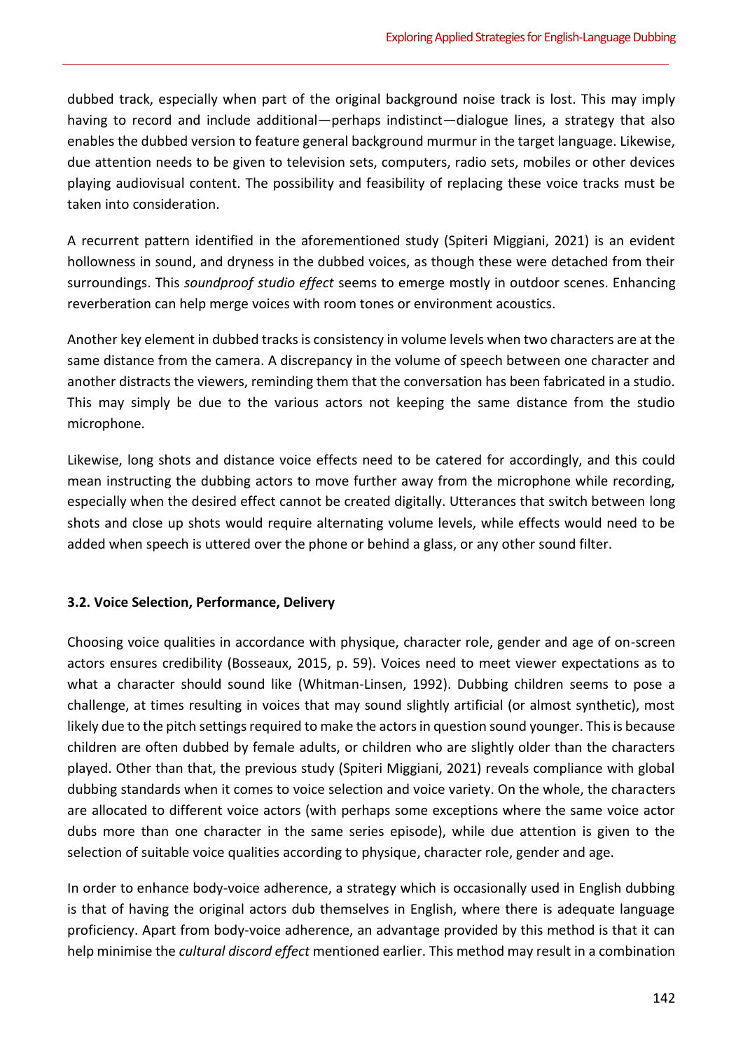dubbed track, especially when part of the original background noise track is lost. This may imply having to record and include additional—perhaps indistinct—dialogue lines, a strategy that also enables the dubbed version to feature general background murmur in the target language. Likewise, due attention needs to be given to television sets, computers, radio sets, mobiles or other devices playing audiovisual content. The possibility and feasibility of replacing these voice tracks must be taken into consideration.

A recurrent pattern identified in the aforementioned study (Spiteri Miggiani, 2021) is an evident hollowness in sound, and dryness in the dubbed voices, as though these were detached from their surroundings. This *soundproof studio effect* seems to emerge mostly in outdoor scenes. Enhancing reverberation can help merge voices with room tones or environment acoustics.

Another key element in dubbed tracks is consistency in volume levels when two characters are at the same distance from the camera. A discrepancy in the volume of speech between one character and another distracts the viewers, reminding them that the conversation has been fabricated in a studio. This may simply be due to the various actors not keeping the same distance from the studio microphone.

Likewise, long shots and distance voice effects need to be catered for accordingly, and this could mean instructing the dubbing actors to move further away from the microphone while recording, especially when the desired effect cannot be created digitally. Utterances that switch between long shots and close up shots would require alternating volume levels, while effects would need to be added when speech is uttered over the phone or behind a glass, or any other sound filter.

### 3.2. Voice Selection, Performance, Delivery

Choosing voice qualities in accordance with physique, character role, gender and age of on-screen actors ensures credibility (Bosseaux, 2015, p. 59). Voices need to meet viewer expectations as to what a character should sound like (Whitman-Linsen, 1992). Dubbing children seems to pose a challenge, at times resulting in voices that may sound slightly artificial (or almost synthetic), most likely due to the pitch settings required to make the actors in question sound younger. This is because children are often dubbed by female adults, or children who are slightly older than the characters played. Other than that, the previous study (Spiteri Miggiani, 2021) reveals compliance with global dubbing standards when it comes to voice selection and voice variety. On the whole, the characters are allocated to different voice actors (with perhaps some exceptions where the same voice actor dubs more than one character in the same series episode), while due attention is given to the selection of suitable voice qualities according to physique, character role, gender and age.

In order to enhance body-voice adherence, a strategy which is occasionally used in English dubbing is that of having the original actors dub themselves in English, where there is adequate language proficiency. Apart from body-voice adherence, an advantage provided by this method is that it can help minimise the *cultural discord effect* mentioned earlier. This method may result in a combination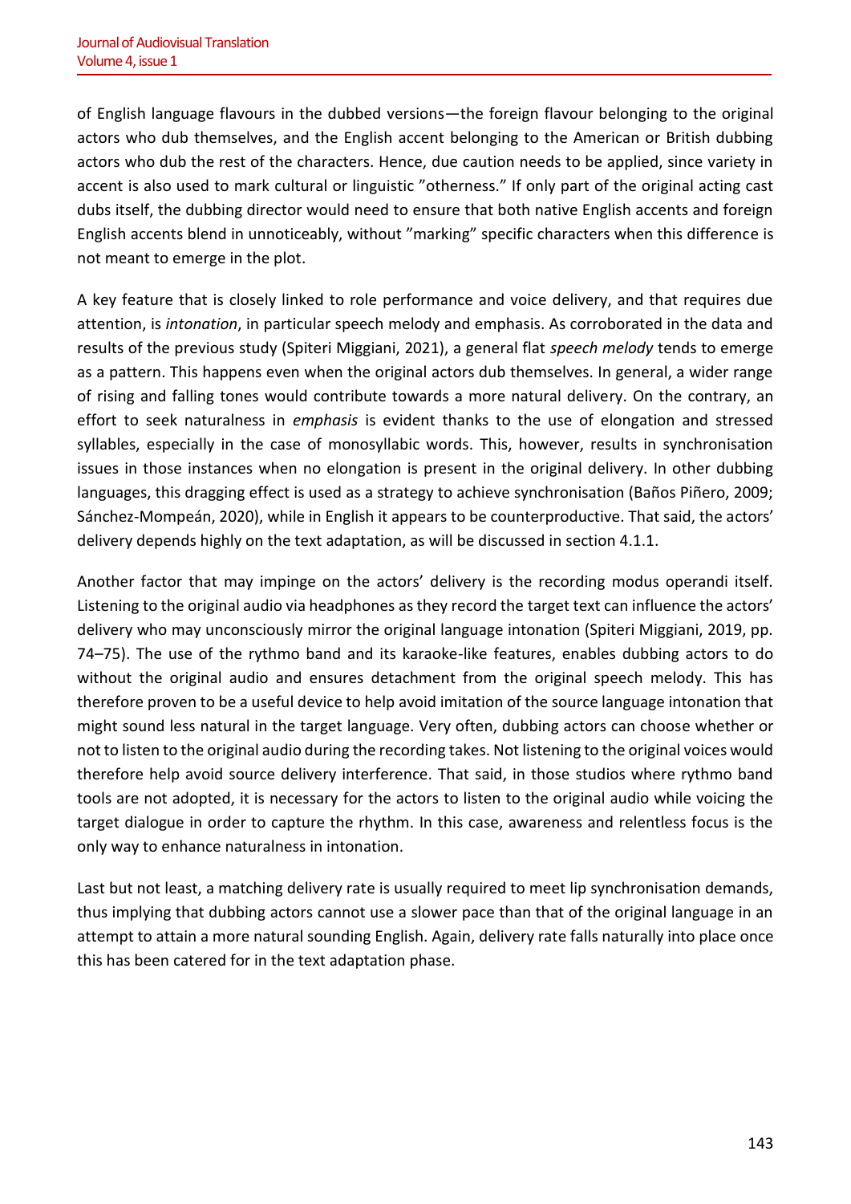of English language flavours in the dubbed versions—the foreign flavour belonging to the original actors who dub themselves, and the English accent belonging to the American or British dubbing actors who dub the rest of the characters. Hence, due caution needs to be applied, since variety in accent is also used to mark cultural or linguistic "otherness." If only part of the original acting cast dubs itself, the dubbing director would need to ensure that both native English accents and foreign English accents blend in unnoticeably, without "marking" specific characters when this difference is not meant to emerge in the plot.

A key feature that is closely linked to role performance and voice delivery, and that requires due attention, is *intonation*, in particular speech melody and emphasis. As corroborated in the data and results of the previous study (Spiteri Miggiani, 2021), a general flat *speech melody* tends to emerge as a pattern. This happens even when the original actors dub themselves. In general, a wider range of rising and falling tones would contribute towards a more natural delivery. On the contrary, an effort to seek naturalness in *emphasis* is evident thanks to the use of elongation and stressed syllables, especially in the case of monosyllabic words. This, however, results in synchronisation issues in those instances when no elongation is present in the original delivery. In other dubbing languages, this dragging effect is used as a strategy to achieve synchronisation (Baños Piñero, 2009; Sánchez-Mompeán, 2020), while in English it appears to be counterproductive. That said, the actors' delivery depends highly on the text adaptation, as will be discussed in section 4.1.1.

Another factor that may impinge on the actors' delivery is the recording modus operandi itself. Listening to the original audio via headphones as they record the target text can influence the actors' delivery who may unconsciously mirror the original language intonation (Spiteri Miggiani, 2019, pp. 74–75). The use of the rythmo band and its karaoke-like features, enables dubbing actors to do without the original audio and ensures detachment from the original speech melody. This has therefore proven to be a useful device to help avoid imitation of the source language intonation that might sound less natural in the target language. Very often, dubbing actors can choose whether or not to listen to the original audio during the recording takes. Not listening to the original voices would therefore help avoid source delivery interference. That said, in those studios where rythmo band tools are not adopted, it is necessary for the actors to listen to the original audio while voicing the target dialogue in order to capture the rhythm. In this case, awareness and relentless focus is the only way to enhance naturalness in intonation.

Last but not least, a matching delivery rate is usually required to meet lip synchronisation demands, thus implying that dubbing actors cannot use a slower pace than that of the original language in an attempt to attain a more natural sounding English. Again, delivery rate falls naturally into place once this has been catered for in the text adaptation phase.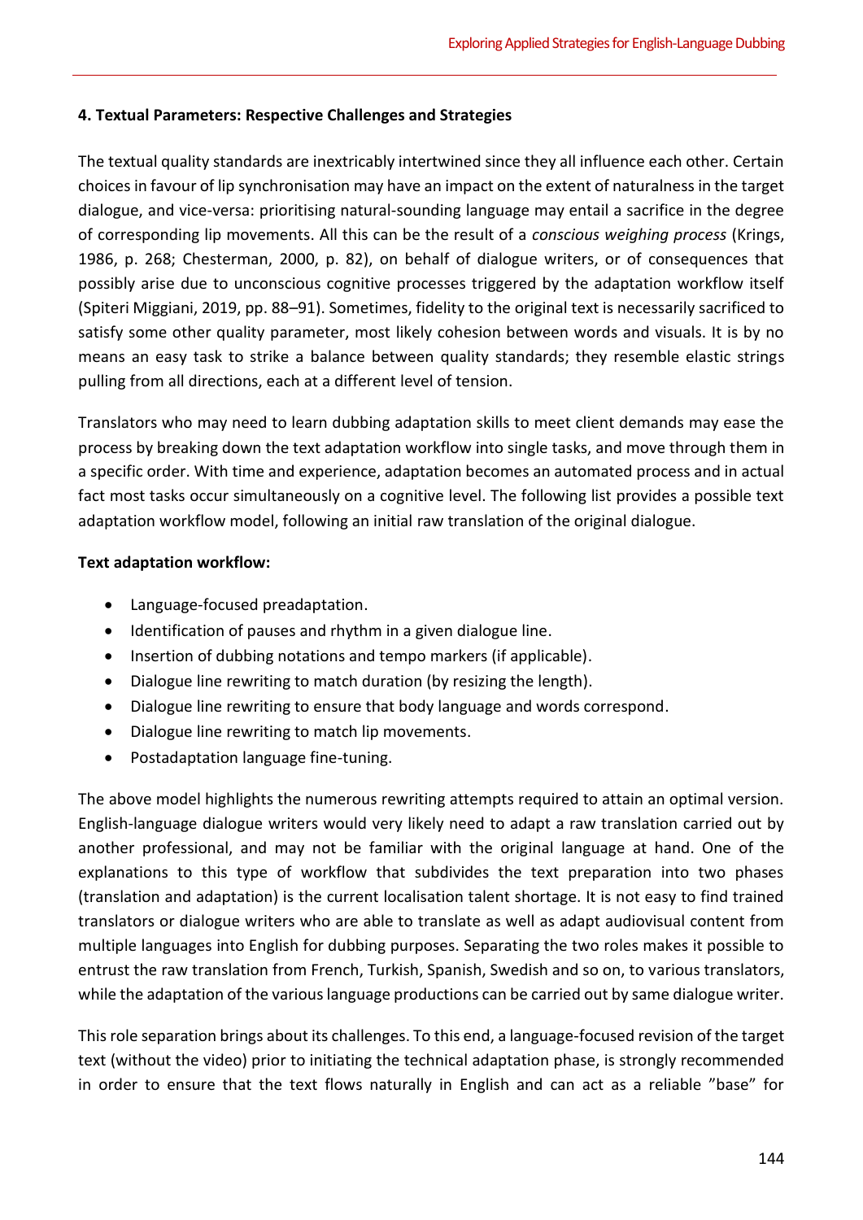## 4. Textual Parameters: Respective Challenges and Strategies

The textual quality standards are inextricably intertwined since they all influence each other. Certain choices in favour of lip synchronisation may have an impact on the extent of naturalness in the target dialogue, and vice-versa: prioritising natural-sounding language may entail a sacrifice in the degree of corresponding lip movements. All this can be the result of a *conscious weighing process* (Krings, 1986, p. 268; Chesterman, 2000, p. 82), on behalf of dialogue writers, or of consequences that possibly arise due to unconscious cognitive processes triggered by the adaptation workflow itself (Spiteri Miggiani, 2019, pp. 88–91). Sometimes, fidelity to the original text is necessarily sacrificed to satisfy some other quality parameter, most likely cohesion between words and visuals. It is by no means an easy task to strike a balance between quality standards; they resemble elastic strings pulling from all directions, each at a different level of tension.

Translators who may need to learn dubbing adaptation skills to meet client demands may ease the process by breaking down the text adaptation workflow into single tasks, and move through them in a specific order. With time and experience, adaptation becomes an automated process and in actual fact most tasks occur simultaneously on a cognitive level. The following list provides a possible text adaptation workflow model, following an initial raw translation of the original dialogue.

**Text adaptation workflow:**

- Language-focused preadaptation.
- Identification of pauses and rhythm in a given dialogue line.
- Insertion of dubbing notations and tempo markers (if applicable).
- Dialogue line rewriting to match duration (by resizing the length).
- Dialogue line rewriting to ensure that body language and words correspond.
- Dialogue line rewriting to match lip movements.
- Postadaptation language fine-tuning.

The above model highlights the numerous rewriting attempts required to attain an optimal version. English-language dialogue writers would very likely need to adapt a raw translation carried out by another professional, and may not be familiar with the original language at hand. One of the explanations to this type of workflow that subdivides the text preparation into two phases (translation and adaptation) is the current localisation talent shortage. It is not easy to find trained translators or dialogue writers who are able to translate as well as adapt audiovisual content from multiple languages into English for dubbing purposes. Separating the two roles makes it possible to entrust the raw translation from French, Turkish, Spanish, Swedish and so on, to various translators, while the adaptation of the various language productions can be carried out by same dialogue writer.

This role separation brings about its challenges. To this end, a language-focused revision of the target text (without the video) prior to initiating the technical adaptation phase, is strongly recommended in order to ensure that the text flows naturally in English and can act as a reliable "base" for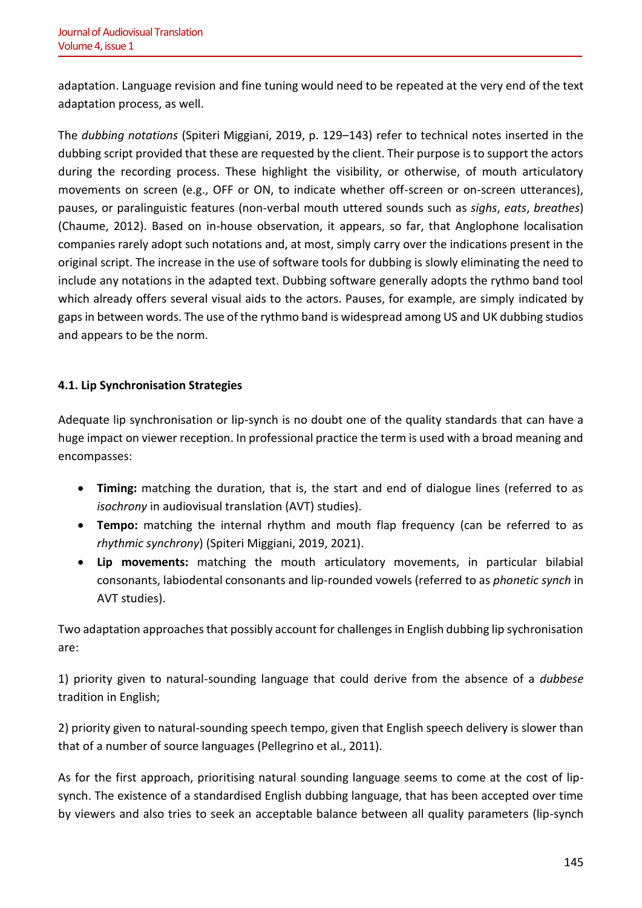adaptation. Language revision and fine tuning would need to be repeated at the very end of the text adaptation process, as well.

The *dubbing notations* (Spiteri Miggiani, 2019, p. 129–143) refer to technical notes inserted in the dubbing script provided that these are requested by the client. Their purpose is to support the actors during the recording process. These highlight the visibility, or otherwise, of mouth articulatory movements on screen (e.g., OFF or ON, to indicate whether off-screen or on-screen utterances), pauses, or paralinguistic features (non-verbal mouth uttered sounds such as *sighs*, *eats*, *breathes*) (Chaume, 2012). Based on in-house observation, it appears, so far, that Anglophone localisation companies rarely adopt such notations and, at most, simply carry over the indications present in the original script. The increase in the use of software tools for dubbing is slowly eliminating the need to include any notations in the adapted text. Dubbing software generally adopts the rythmo band tool which already offers several visual aids to the actors. Pauses, for example, are simply indicated by gaps in between words. The use of the rythmo band is widespread among US and UK dubbing studios and appears to be the norm.

### 4.1. Lip Synchronisation Strategies

Adequate lip synchronisation or lip-synch is no doubt one of the quality standards that can have a huge impact on viewer reception. In professional practice the term is used with a broad meaning and encompasses:

- **Timing:** matching the duration, that is, the start and end of dialogue lines (referred to as *isochrony* in audiovisual translation (AVT) studies).
- **Tempo:** matching the internal rhythm and mouth flap frequency (can be referred to as *rhythmic synchrony*) (Spiteri Miggiani, 2019, 2021).
- **Lip movements:** matching the mouth articulatory movements, in particular bilabial consonants, labiodental consonants and lip-rounded vowels (referred to as *phonetic synch* in AVT studies).

Two adaptation approaches that possibly account for challenges in English dubbing lip sychronisation are:

1) priority given to natural-sounding language that could derive from the absence of a *dubbese* tradition in English;

2) priority given to natural-sounding speech tempo, given that English speech delivery is slower than that of a number of source languages (Pellegrino et al., 2011).

As for the first approach, prioritising natural sounding language seems to come at the cost of lip-synch. The existence of a standardised English dubbing language, that has been accepted over time by viewers and also tries to seek an acceptable balance between all quality parameters (lip-synch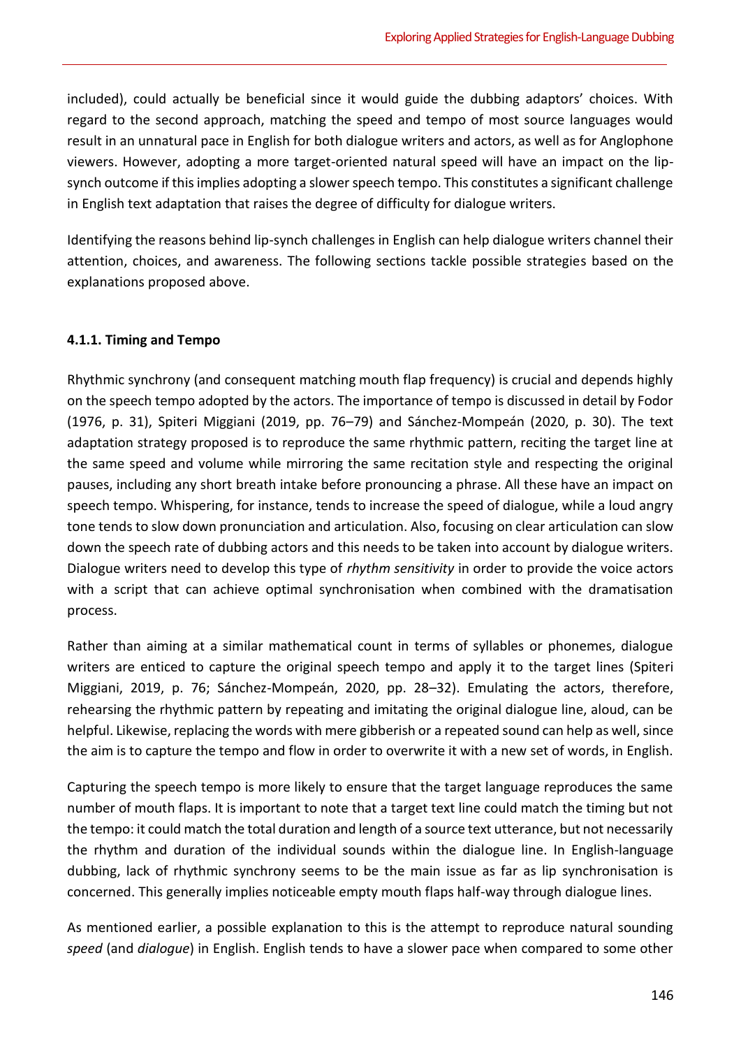included), could actually be beneficial since it would guide the dubbing adaptors' choices. With regard to the second approach, matching the speed and tempo of most source languages would result in an unnatural pace in English for both dialogue writers and actors, as well as for Anglophone viewers. However, adopting a more target-oriented natural speed will have an impact on the lip-synch outcome if this implies adopting a slower speech tempo. This constitutes a significant challenge in English text adaptation that raises the degree of difficulty for dialogue writers.

Identifying the reasons behind lip-synch challenges in English can help dialogue writers channel their attention, choices, and awareness. The following sections tackle possible strategies based on the explanations proposed above.

#### 4.1.1. Timing and Tempo

Rhythmic synchrony (and consequent matching mouth flap frequency) is crucial and depends highly on the speech tempo adopted by the actors. The importance of tempo is discussed in detail by Fodor (1976, p. 31), Spiteri Miggiani (2019, pp. 76–79) and Sánchez-Mompeán (2020, p. 30). The text adaptation strategy proposed is to reproduce the same rhythmic pattern, reciting the target line at the same speed and volume while mirroring the same recitation style and respecting the original pauses, including any short breath intake before pronouncing a phrase. All these have an impact on speech tempo. Whispering, for instance, tends to increase the speed of dialogue, while a loud angry tone tends to slow down pronunciation and articulation. Also, focusing on clear articulation can slow down the speech rate of dubbing actors and this needs to be taken into account by dialogue writers. Dialogue writers need to develop this type of *rhythm sensitivity* in order to provide the voice actors with a script that can achieve optimal synchronisation when combined with the dramatisation process.

Rather than aiming at a similar mathematical count in terms of syllables or phonemes, dialogue writers are enticed to capture the original speech tempo and apply it to the target lines (Spiteri Miggiani, 2019, p. 76; Sánchez-Mompeán, 2020, pp. 28–32). Emulating the actors, therefore, rehearsing the rhythmic pattern by repeating and imitating the original dialogue line, aloud, can be helpful. Likewise, replacing the words with mere gibberish or a repeated sound can help as well, since the aim is to capture the tempo and flow in order to overwrite it with a new set of words, in English.

Capturing the speech tempo is more likely to ensure that the target language reproduces the same number of mouth flaps. It is important to note that a target text line could match the timing but not the tempo: it could match the total duration and length of a source text utterance, but not necessarily the rhythm and duration of the individual sounds within the dialogue line. In English-language dubbing, lack of rhythmic synchrony seems to be the main issue as far as lip synchronisation is concerned. This generally implies noticeable empty mouth flaps half-way through dialogue lines.

As mentioned earlier, a possible explanation to this is the attempt to reproduce natural sounding *speed* (and *dialogue*) in English. English tends to have a slower pace when compared to some other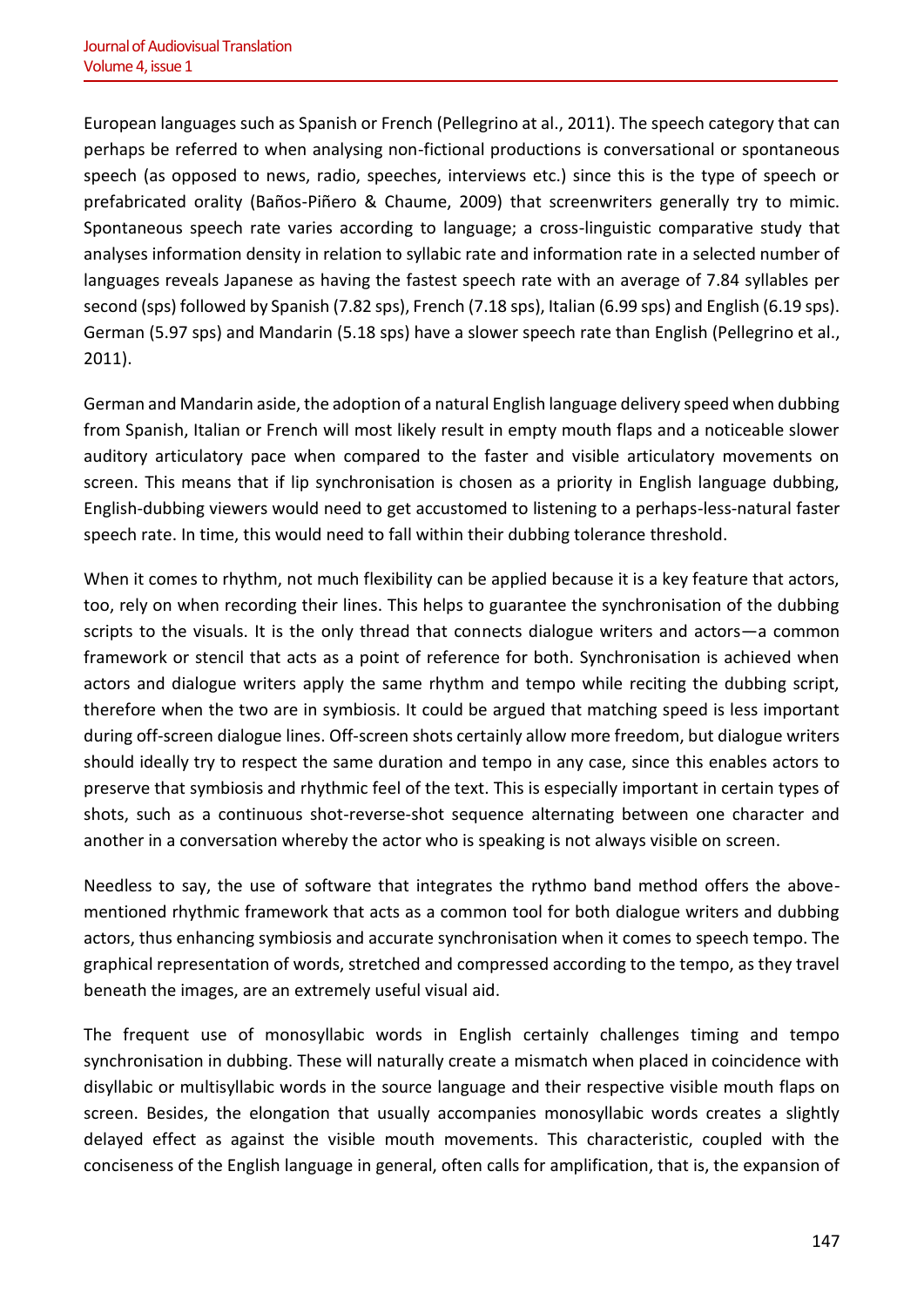European languages such as Spanish or French (Pellegrino at al., 2011). The speech category that can perhaps be referred to when analysing non-fictional productions is conversational or spontaneous speech (as opposed to news, radio, speeches, interviews etc.) since this is the type of speech or prefabricated orality (Baños-Piñero & Chaume, 2009) that screenwriters generally try to mimic. Spontaneous speech rate varies according to language; a cross-linguistic comparative study that analyses information density in relation to syllabic rate and information rate in a selected number of languages reveals Japanese as having the fastest speech rate with an average of 7.84 syllables per second (sps) followed by Spanish (7.82 sps), French (7.18 sps), Italian (6.99 sps) and English (6.19 sps). German (5.97 sps) and Mandarin (5.18 sps) have a slower speech rate than English (Pellegrino et al., 2011).

German and Mandarin aside, the adoption of a natural English language delivery speed when dubbing from Spanish, Italian or French will most likely result in empty mouth flaps and a noticeable slower auditory articulatory pace when compared to the faster and visible articulatory movements on screen. This means that if lip synchronisation is chosen as a priority in English language dubbing, English-dubbing viewers would need to get accustomed to listening to a perhaps-less-natural faster speech rate. In time, this would need to fall within their dubbing tolerance threshold.

When it comes to rhythm, not much flexibility can be applied because it is a key feature that actors, too, rely on when recording their lines. This helps to guarantee the synchronisation of the dubbing scripts to the visuals. It is the only thread that connects dialogue writers and actors—a common framework or stencil that acts as a point of reference for both. Synchronisation is achieved when actors and dialogue writers apply the same rhythm and tempo while reciting the dubbing script, therefore when the two are in symbiosis. It could be argued that matching speed is less important during off-screen dialogue lines. Off-screen shots certainly allow more freedom, but dialogue writers should ideally try to respect the same duration and tempo in any case, since this enables actors to preserve that symbiosis and rhythmic feel of the text. This is especially important in certain types of shots, such as a continuous shot-reverse-shot sequence alternating between one character and another in a conversation whereby the actor who is speaking is not always visible on screen.

Needless to say, the use of software that integrates the rythmo band method offers the above-mentioned rhythmic framework that acts as a common tool for both dialogue writers and dubbing actors, thus enhancing symbiosis and accurate synchronisation when it comes to speech tempo. The graphical representation of words, stretched and compressed according to the tempo, as they travel beneath the images, are an extremely useful visual aid.

The frequent use of monosyllabic words in English certainly challenges timing and tempo synchronisation in dubbing. These will naturally create a mismatch when placed in coincidence with disyllabic or multisyllabic words in the source language and their respective visible mouth flaps on screen. Besides, the elongation that usually accompanies monosyllabic words creates a slightly delayed effect as against the visible mouth movements. This characteristic, coupled with the conciseness of the English language in general, often calls for amplification, that is, the expansion of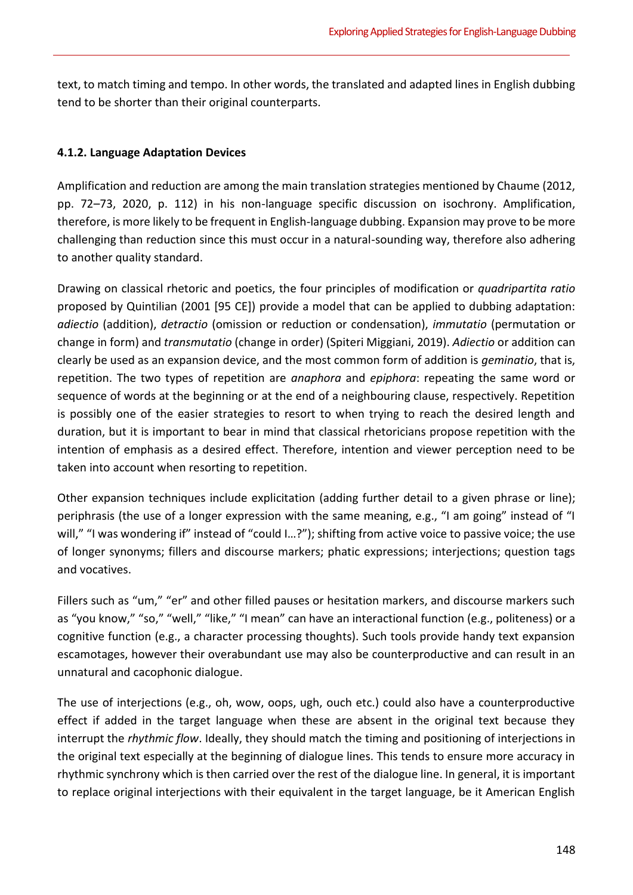text, to match timing and tempo. In other words, the translated and adapted lines in English dubbing tend to be shorter than their original counterparts.

#### 4.1.2. Language Adaptation Devices

Amplification and reduction are among the main translation strategies mentioned by Chaume (2012, pp. 72–73, 2020, p. 112) in his non-language specific discussion on isochrony. Amplification, therefore, is more likely to be frequent in English-language dubbing. Expansion may prove to be more challenging than reduction since this must occur in a natural-sounding way, therefore also adhering to another quality standard.

Drawing on classical rhetoric and poetics, the four principles of modification or *quadripartita ratio* proposed by Quintilian (2001 [95 CE]) provide a model that can be applied to dubbing adaptation: *adiectio* (addition), *detractio* (omission or reduction or condensation), *immutatio* (permutation or change in form) and *transmutatio* (change in order) (Spiteri Miggiani, 2019). *Adiectio* or addition can clearly be used as an expansion device, and the most common form of addition is *geminatio*, that is, repetition. The two types of repetition are *anaphora* and *epiphora*: repeating the same word or sequence of words at the beginning or at the end of a neighbouring clause, respectively. Repetition is possibly one of the easier strategies to resort to when trying to reach the desired length and duration, but it is important to bear in mind that classical rhetoricians propose repetition with the intention of emphasis as a desired effect. Therefore, intention and viewer perception need to be taken into account when resorting to repetition.

Other expansion techniques include explicitation (adding further detail to a given phrase or line); periphrasis (the use of a longer expression with the same meaning, e.g., "I am going" instead of "I will," "I was wondering if" instead of "could I…?"); shifting from active voice to passive voice; the use of longer synonyms; fillers and discourse markers; phatic expressions; interjections; question tags and vocatives.

Fillers such as "um," "er" and other filled pauses or hesitation markers, and discourse markers such as "you know," "so," "well," "like," "I mean" can have an interactional function (e.g., politeness) or a cognitive function (e.g., a character processing thoughts). Such tools provide handy text expansion escamotages, however their overabundant use may also be counterproductive and can result in an unnatural and cacophonic dialogue.

The use of interjections (e.g., oh, wow, oops, ugh, ouch etc.) could also have a counterproductive effect if added in the target language when these are absent in the original text because they interrupt the *rhythmic flow*. Ideally, they should match the timing and positioning of interjections in the original text especially at the beginning of dialogue lines. This tends to ensure more accuracy in rhythmic synchrony which is then carried over the rest of the dialogue line. In general, it is important to replace original interjections with their equivalent in the target language, be it American English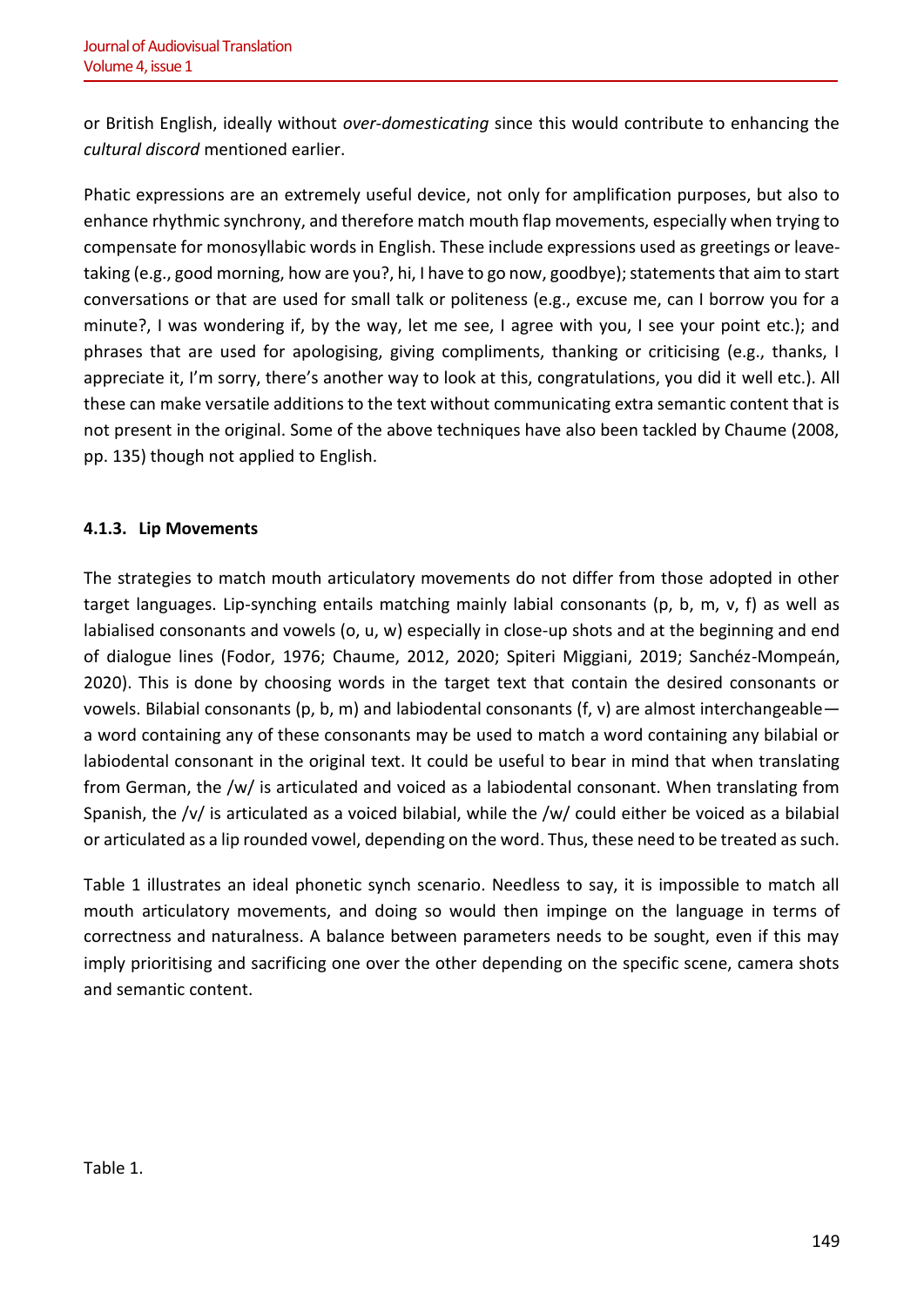or British English, ideally without *over-domesticating* since this would contribute to enhancing the *cultural discord* mentioned earlier.

Phatic expressions are an extremely useful device, not only for amplification purposes, but also to enhance rhythmic synchrony, and therefore match mouth flap movements, especially when trying to compensate for monosyllabic words in English. These include expressions used as greetings or leave-taking (e.g., good morning, how are you?, hi, I have to go now, goodbye); statements that aim to start conversations or that are used for small talk or politeness (e.g., excuse me, can I borrow you for a minute?, I was wondering if, by the way, let me see, I agree with you, I see your point etc.); and phrases that are used for apologising, giving compliments, thanking or criticising (e.g., thanks, I appreciate it, I'm sorry, there's another way to look at this, congratulations, you did it well etc.). All these can make versatile additions to the text without communicating extra semantic content that is not present in the original. Some of the above techniques have also been tackled by Chaume (2008, pp. 135) though not applied to English.

#### 4.1.3. Lip Movements

The strategies to match mouth articulatory movements do not differ from those adopted in other target languages. Lip-synching entails matching mainly labial consonants (p, b, m, v, f) as well as labialised consonants and vowels (o, u, w) especially in close-up shots and at the beginning and end of dialogue lines (Fodor, 1976; Chaume, 2012, 2020; Spiteri Miggiani, 2019; Sanchéz-Mompeán, 2020). This is done by choosing words in the target text that contain the desired consonants or vowels. Bilabial consonants (p, b, m) and labiodental consonants (f, v) are almost interchangeable—a word containing any of these consonants may be used to match a word containing any bilabial or labiodental consonant in the original text. It could be useful to bear in mind that when translating from German, the /w/ is articulated and voiced as a labiodental consonant. When translating from Spanish, the /v/ is articulated as a voiced bilabial, while the /w/ could either be voiced as a bilabial or articulated as a lip rounded vowel, depending on the word. Thus, these need to be treated as such.

Table 1 illustrates an ideal phonetic synch scenario. Needless to say, it is impossible to match all mouth articulatory movements, and doing so would then impinge on the language in terms of correctness and naturalness. A balance between parameters needs to be sought, even if this may imply prioritising and sacrificing one over the other depending on the specific scene, camera shots and semantic content.

Table 1.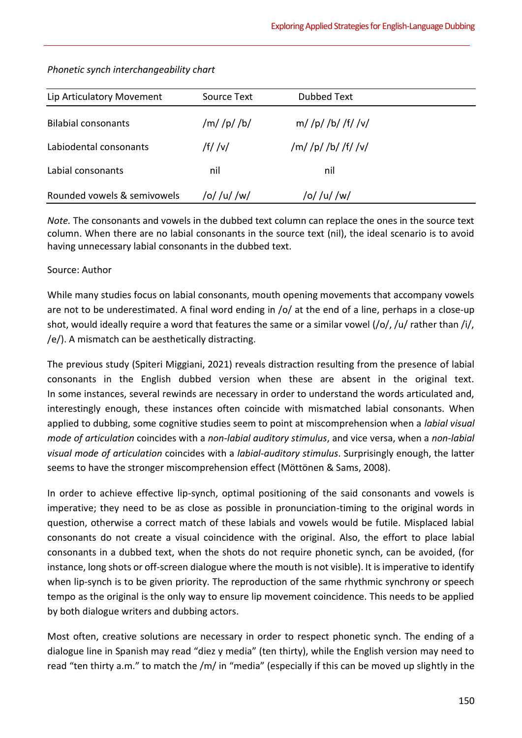*Phonetic synch interchangeability chart*

| Lip Articulatory Movement | Source Text | Dubbed Text |
|---|---|---|
| Bilabial consonants | /m/ /p/ /b/ | m/ /p/ /b/ /f/ /v/ |
| Labiodental consonants | /f/ /v/ | /m/ /p/ /b/ /f/ /v/ |
| Labial consonants | nil | nil |
| Rounded vowels & semivowels | /o/ /u/ /w/ | /o/ /u/ /w/ |

*Note.* The consonants and vowels in the dubbed text column can replace the ones in the source text column. When there are no labial consonants in the source text (nil), the ideal scenario is to avoid having unnecessary labial consonants in the dubbed text.

Source: Author

While many studies focus on labial consonants, mouth opening movements that accompany vowels are not to be underestimated. A final word ending in /o/ at the end of a line, perhaps in a close-up shot, would ideally require a word that features the same or a similar vowel (/o/, /u/ rather than /i/, /e/). A mismatch can be aesthetically distracting.

The previous study (Spiteri Miggiani, 2021) reveals distraction resulting from the presence of labial consonants in the English dubbed version when these are absent in the original text. In some instances, several rewinds are necessary in order to understand the words articulated and, interestingly enough, these instances often coincide with mismatched labial consonants. When applied to dubbing, some cognitive studies seem to point at miscomprehension when a *labial visual mode of articulation* coincides with a *non-labial auditory stimulus*, and vice versa, when a *non-labial visual mode of articulation* coincides with a *labial-auditory stimulus*. Surprisingly enough, the latter seems to have the stronger miscomprehension effect (Möttönen & Sams, 2008).

In order to achieve effective lip-synch, optimal positioning of the said consonants and vowels is imperative; they need to be as close as possible in pronunciation-timing to the original words in question, otherwise a correct match of these labials and vowels would be futile. Misplaced labial consonants do not create a visual coincidence with the original. Also, the effort to place labial consonants in a dubbed text, when the shots do not require phonetic synch, can be avoided, (for instance, long shots or off-screen dialogue where the mouth is not visible). It is imperative to identify when lip-synch is to be given priority. The reproduction of the same rhythmic synchrony or speech tempo as the original is the only way to ensure lip movement coincidence. This needs to be applied by both dialogue writers and dubbing actors.

Most often, creative solutions are necessary in order to respect phonetic synch. The ending of a dialogue line in Spanish may read "diez y media" (ten thirty), while the English version may need to read "ten thirty a.m." to match the /m/ in "media" (especially if this can be moved up slightly in the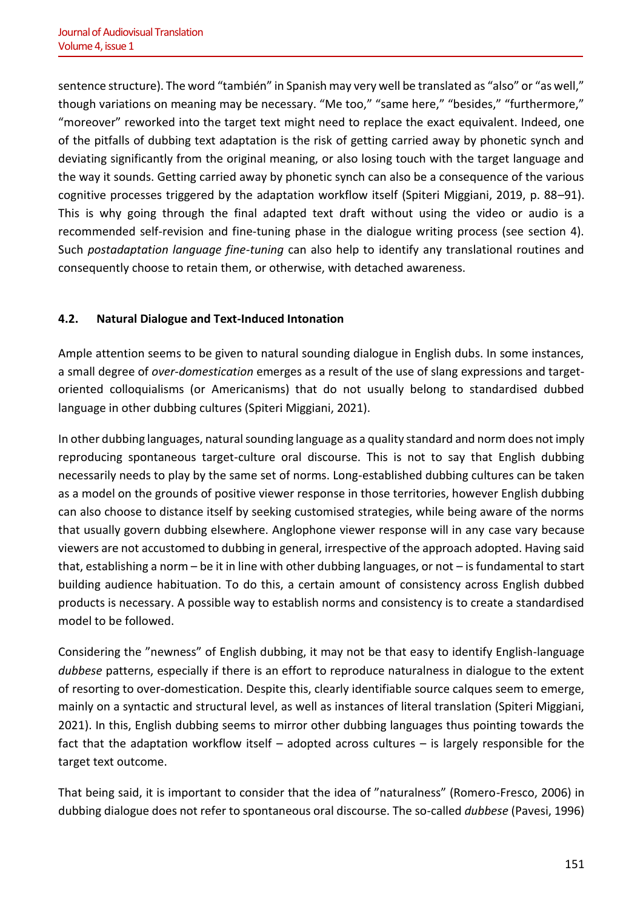sentence structure). The word "también" in Spanish may very well be translated as "also" or "as well," though variations on meaning may be necessary. "Me too," "same here," "besides," "furthermore," "moreover" reworked into the target text might need to replace the exact equivalent. Indeed, one of the pitfalls of dubbing text adaptation is the risk of getting carried away by phonetic synch and deviating significantly from the original meaning, or also losing touch with the target language and the way it sounds. Getting carried away by phonetic synch can also be a consequence of the various cognitive processes triggered by the adaptation workflow itself (Spiteri Miggiani, 2019, p. 88–91). This is why going through the final adapted text draft without using the video or audio is a recommended self-revision and fine-tuning phase in the dialogue writing process (see section 4). Such *postadaptation language fine-tuning* can also help to identify any translational routines and consequently choose to retain them, or otherwise, with detached awareness.

### 4.2. Natural Dialogue and Text-Induced Intonation

Ample attention seems to be given to natural sounding dialogue in English dubs. In some instances, a small degree of *over-domestication* emerges as a result of the use of slang expressions and target-oriented colloquialisms (or Americanisms) that do not usually belong to standardised dubbed language in other dubbing cultures (Spiteri Miggiani, 2021).

In other dubbing languages, natural sounding language as a quality standard and norm does not imply reproducing spontaneous target-culture oral discourse. This is not to say that English dubbing necessarily needs to play by the same set of norms. Long-established dubbing cultures can be taken as a model on the grounds of positive viewer response in those territories, however English dubbing can also choose to distance itself by seeking customised strategies, while being aware of the norms that usually govern dubbing elsewhere. Anglophone viewer response will in any case vary because viewers are not accustomed to dubbing in general, irrespective of the approach adopted. Having said that, establishing a norm – be it in line with other dubbing languages, or not – is fundamental to start building audience habituation. To do this, a certain amount of consistency across English dubbed products is necessary. A possible way to establish norms and consistency is to create a standardised model to be followed.

Considering the "newness" of English dubbing, it may not be that easy to identify English-language *dubbese* patterns, especially if there is an effort to reproduce naturalness in dialogue to the extent of resorting to over-domestication. Despite this, clearly identifiable source calques seem to emerge, mainly on a syntactic and structural level, as well as instances of literal translation (Spiteri Miggiani, 2021). In this, English dubbing seems to mirror other dubbing languages thus pointing towards the fact that the adaptation workflow itself – adopted across cultures – is largely responsible for the target text outcome.

That being said, it is important to consider that the idea of "naturalness" (Romero-Fresco, 2006) in dubbing dialogue does not refer to spontaneous oral discourse. The so-called *dubbese* (Pavesi, 1996)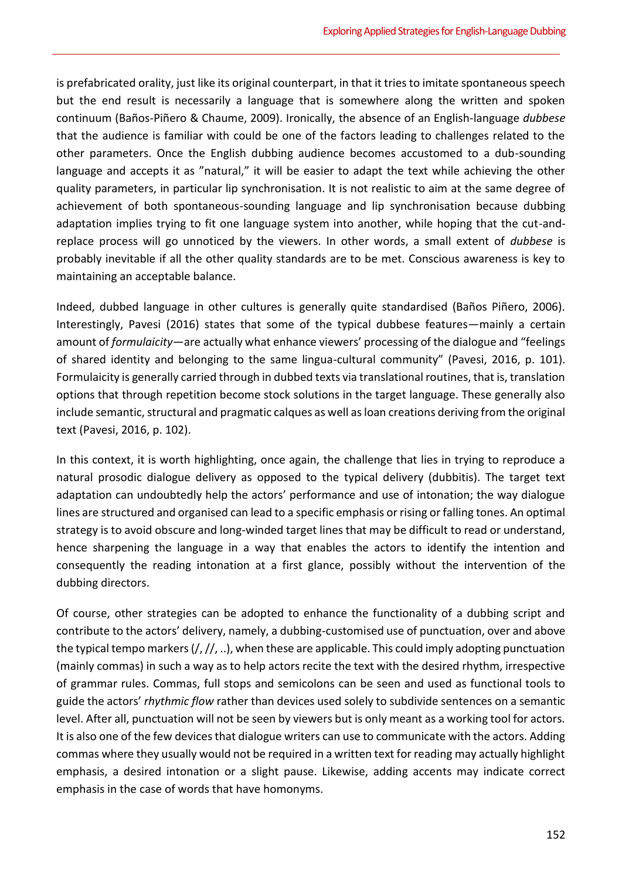is prefabricated orality, just like its original counterpart, in that it tries to imitate spontaneous speech but the end result is necessarily a language that is somewhere along the written and spoken continuum (Baños-Piñero & Chaume, 2009). Ironically, the absence of an English-language *dubbese* that the audience is familiar with could be one of the factors leading to challenges related to the other parameters. Once the English dubbing audience becomes accustomed to a dub-sounding language and accepts it as "natural," it will be easier to adapt the text while achieving the other quality parameters, in particular lip synchronisation. It is not realistic to aim at the same degree of achievement of both spontaneous-sounding language and lip synchronisation because dubbing adaptation implies trying to fit one language system into another, while hoping that the cut-and-replace process will go unnoticed by the viewers. In other words, a small extent of *dubbese* is probably inevitable if all the other quality standards are to be met. Conscious awareness is key to maintaining an acceptable balance.

Indeed, dubbed language in other cultures is generally quite standardised (Baños Piñero, 2006). Interestingly, Pavesi (2016) states that some of the typical dubbese features—mainly a certain amount of *formulaicity*—are actually what enhance viewers' processing of the dialogue and "feelings of shared identity and belonging to the same lingua-cultural community" (Pavesi, 2016, p. 101). Formulaicity is generally carried through in dubbed texts via translational routines, that is, translation options that through repetition become stock solutions in the target language. These generally also include semantic, structural and pragmatic calques as well as loan creations deriving from the original text (Pavesi, 2016, p. 102).

In this context, it is worth highlighting, once again, the challenge that lies in trying to reproduce a natural prosodic dialogue delivery as opposed to the typical delivery (dubbitis). The target text adaptation can undoubtedly help the actors' performance and use of intonation; the way dialogue lines are structured and organised can lead to a specific emphasis or rising or falling tones. An optimal strategy is to avoid obscure and long-winded target lines that may be difficult to read or understand, hence sharpening the language in a way that enables the actors to identify the intention and consequently the reading intonation at a first glance, possibly without the intervention of the dubbing directors.

Of course, other strategies can be adopted to enhance the functionality of a dubbing script and contribute to the actors' delivery, namely, a dubbing-customised use of punctuation, over and above the typical tempo markers (/, //, ..), when these are applicable. This could imply adopting punctuation (mainly commas) in such a way as to help actors recite the text with the desired rhythm, irrespective of grammar rules. Commas, full stops and semicolons can be seen and used as functional tools to guide the actors' *rhythmic flow* rather than devices used solely to subdivide sentences on a semantic level. After all, punctuation will not be seen by viewers but is only meant as a working tool for actors. It is also one of the few devices that dialogue writers can use to communicate with the actors. Adding commas where they usually would not be required in a written text for reading may actually highlight emphasis, a desired intonation or a slight pause. Likewise, adding accents may indicate correct emphasis in the case of words that have homonyms.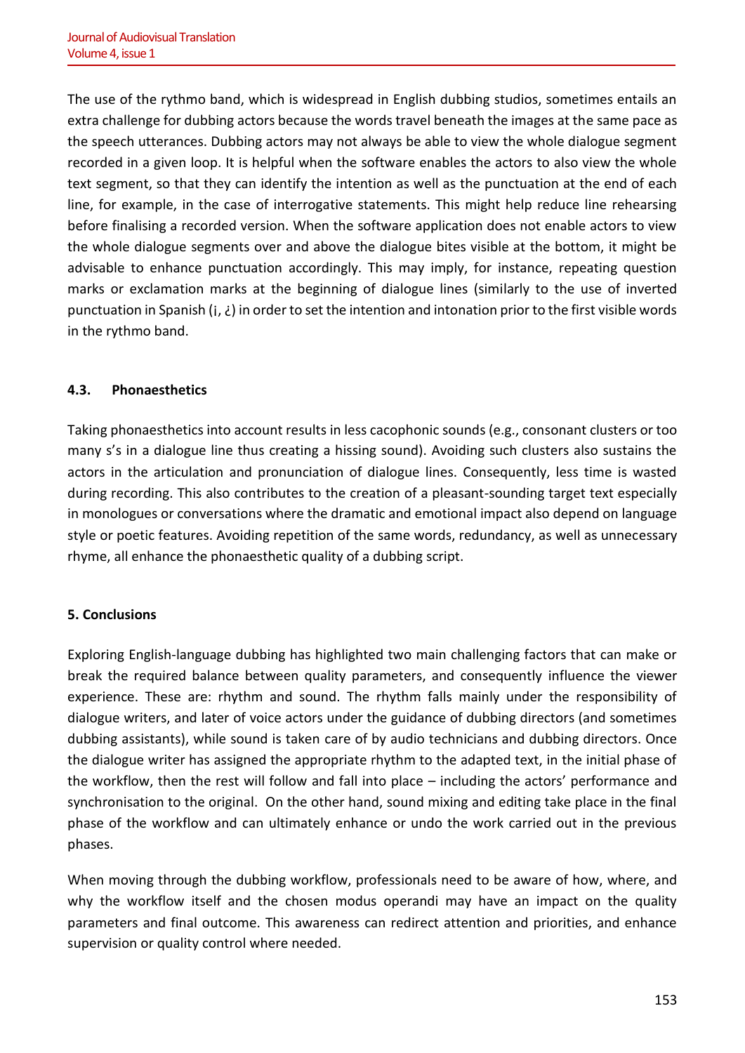The use of the rythmo band, which is widespread in English dubbing studios, sometimes entails an extra challenge for dubbing actors because the words travel beneath the images at the same pace as the speech utterances. Dubbing actors may not always be able to view the whole dialogue segment recorded in a given loop. It is helpful when the software enables the actors to also view the whole text segment, so that they can identify the intention as well as the punctuation at the end of each line, for example, in the case of interrogative statements. This might help reduce line rehearsing before finalising a recorded version. When the software application does not enable actors to view the whole dialogue segments over and above the dialogue bites visible at the bottom, it might be advisable to enhance punctuation accordingly. This may imply, for instance, repeating question marks or exclamation marks at the beginning of dialogue lines (similarly to the use of inverted punctuation in Spanish (¡, ¿) in order to set the intention and intonation prior to the first visible words in the rythmo band.

### 4.3. Phonaesthetics

Taking phonaesthetics into account results in less cacophonic sounds (e.g., consonant clusters or too many s's in a dialogue line thus creating a hissing sound). Avoiding such clusters also sustains the actors in the articulation and pronunciation of dialogue lines. Consequently, less time is wasted during recording. This also contributes to the creation of a pleasant-sounding target text especially in monologues or conversations where the dramatic and emotional impact also depend on language style or poetic features. Avoiding repetition of the same words, redundancy, as well as unnecessary rhyme, all enhance the phonaesthetic quality of a dubbing script.

## 5. Conclusions

Exploring English-language dubbing has highlighted two main challenging factors that can make or break the required balance between quality parameters, and consequently influence the viewer experience. These are: rhythm and sound. The rhythm falls mainly under the responsibility of dialogue writers, and later of voice actors under the guidance of dubbing directors (and sometimes dubbing assistants), while sound is taken care of by audio technicians and dubbing directors. Once the dialogue writer has assigned the appropriate rhythm to the adapted text, in the initial phase of the workflow, then the rest will follow and fall into place – including the actors' performance and synchronisation to the original. On the other hand, sound mixing and editing take place in the final phase of the workflow and can ultimately enhance or undo the work carried out in the previous phases.

When moving through the dubbing workflow, professionals need to be aware of how, where, and why the workflow itself and the chosen modus operandi may have an impact on the quality parameters and final outcome. This awareness can redirect attention and priorities, and enhance supervision or quality control where needed.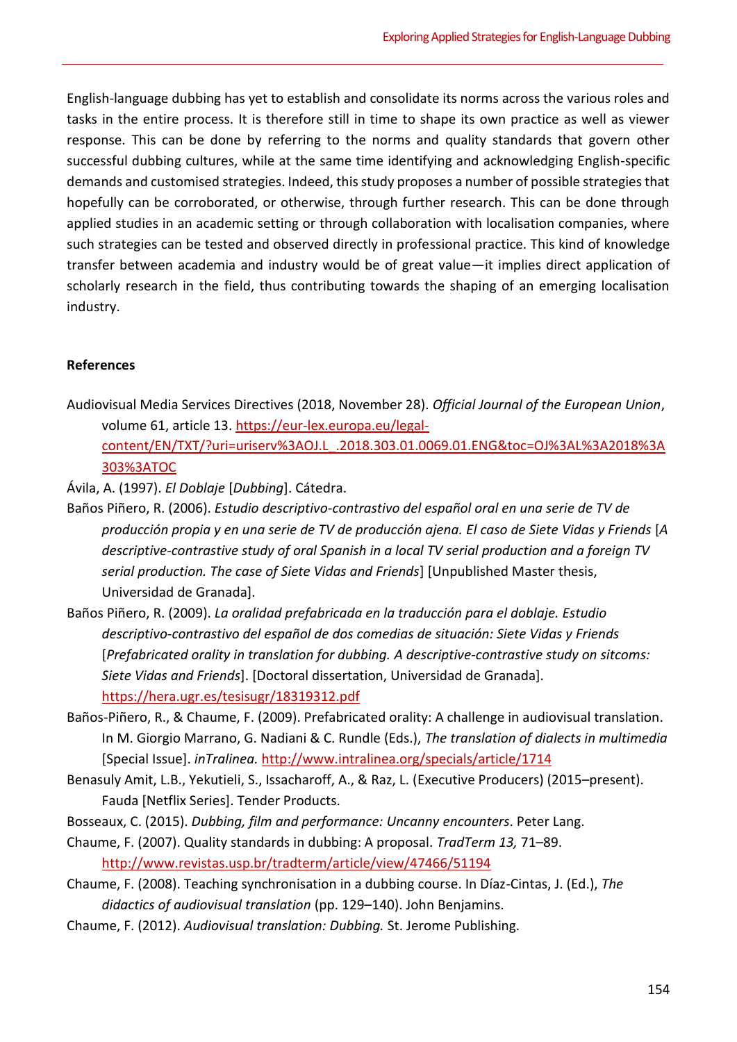English-language dubbing has yet to establish and consolidate its norms across the various roles and tasks in the entire process. It is therefore still in time to shape its own practice as well as viewer response. This can be done by referring to the norms and quality standards that govern other successful dubbing cultures, while at the same time identifying and acknowledging English-specific demands and customised strategies. Indeed, this study proposes a number of possible strategies that hopefully can be corroborated, or otherwise, through further research. This can be done through applied studies in an academic setting or through collaboration with localisation companies, where such strategies can be tested and observed directly in professional practice. This kind of knowledge transfer between academia and industry would be of great value—it implies direct application of scholarly research in the field, thus contributing towards the shaping of an emerging localisation industry.

**References**

Audiovisual Media Services Directives (2018, November 28). *Official Journal of the European Union*, volume 61, article 13. https://eur-lex.europa.eu/legal-content/EN/TXT/?uri=uriserv%3AOJ.L_.2018.303.01.0069.01.ENG&toc=OJ%3AL%3A2018%3A303%3ATOC

Ávila, A. (1997). *El Doblaje* [*Dubbing*]. Cátedra.

Baños Piñero, R. (2006). *Estudio descriptivo-contrastivo del español oral en una serie de TV de producción propia y en una serie de TV de producción ajena. El caso de Siete Vidas y Friends* [*A descriptive-contrastive study of oral Spanish in a local TV serial production and a foreign TV serial production. The case of Siete Vidas and Friends*] [Unpublished Master thesis, Universidad de Granada].

Baños Piñero, R. (2009). *La oralidad prefabricada en la traducción para el doblaje. Estudio descriptivo-contrastivo del español de dos comedias de situación: Siete Vidas y Friends* [*Prefabricated orality in translation for dubbing. A descriptive-contrastive study on sitcoms: Siete Vidas and Friends*]. [Doctoral dissertation, Universidad de Granada]. https://hera.ugr.es/tesisugr/18319312.pdf

Baños-Piñero, R., & Chaume, F. (2009). Prefabricated orality: A challenge in audiovisual translation. In M. Giorgio Marrano, G. Nadiani & C. Rundle (Eds.), *The translation of dialects in multimedia* [Special Issue]. *inTralinea.* http://www.intralinea.org/specials/article/1714

Benasuly Amit, L.B., Yekutieli, S., Issacharoff, A., & Raz, L. (Executive Producers) (2015–present). Fauda [Netflix Series]. Tender Products.

Bosseaux, C. (2015). *Dubbing, film and performance: Uncanny encounters*. Peter Lang.

Chaume, F. (2007). Quality standards in dubbing: A proposal. *TradTerm 13,* 71–89. http://www.revistas.usp.br/tradterm/article/view/47466/51194

Chaume, F. (2008). Teaching synchronisation in a dubbing course. In Díaz-Cintas, J. (Ed.), *The didactics of audiovisual translation* (pp. 129–140). John Benjamins.

Chaume, F. (2012). *Audiovisual translation: Dubbing.* St. Jerome Publishing.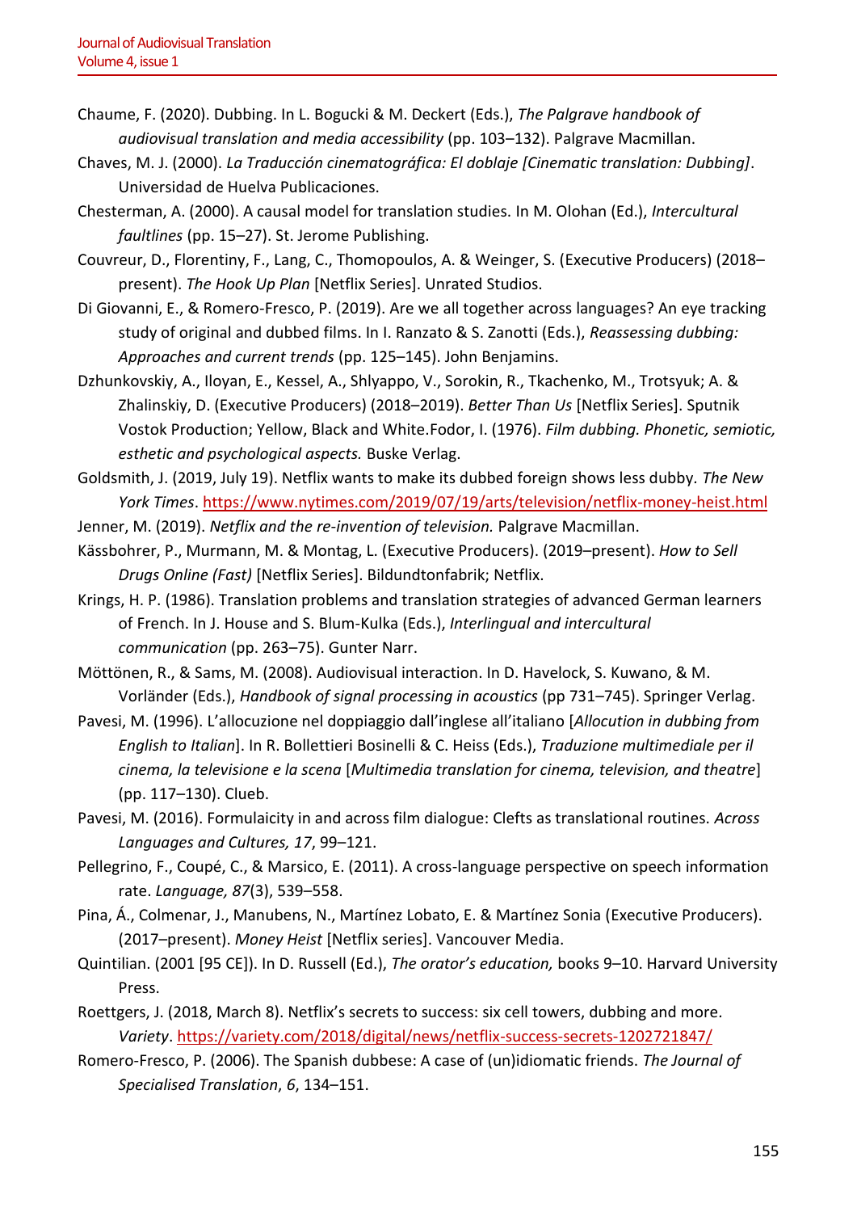Chaume, F. (2020). Dubbing. In L. Bogucki & M. Deckert (Eds.), *The Palgrave handbook of audiovisual translation and media accessibility* (pp. 103–132). Palgrave Macmillan.

Chaves, M. J. (2000). *La Traducción cinematográfica: El doblaje [Cinematic translation: Dubbing]*. Universidad de Huelva Publicaciones.

Chesterman, A. (2000). A causal model for translation studies. In M. Olohan (Ed.), *Intercultural faultlines* (pp. 15–27). St. Jerome Publishing.

Couvreur, D., Florentiny, F., Lang, C., Thomopoulos, A. & Weinger, S. (Executive Producers) (2018–present). *The Hook Up Plan* [Netflix Series]. Unrated Studios.

Di Giovanni, E., & Romero-Fresco, P. (2019). Are we all together across languages? An eye tracking study of original and dubbed films. In I. Ranzato & S. Zanotti (Eds.), *Reassessing dubbing: Approaches and current trends* (pp. 125–145). John Benjamins.

Dzhunkovskiy, A., Iloyan, E., Kessel, A., Shlyappo, V., Sorokin, R., Tkachenko, M., Trotsyuk; A. & Zhalinskiy, D. (Executive Producers) (2018–2019). *Better Than Us* [Netflix Series]. Sputnik Vostok Production; Yellow, Black and White.Fodor, I. (1976). *Film dubbing. Phonetic, semiotic, esthetic and psychological aspects.* Buske Verlag.

Goldsmith, J. (2019, July 19). Netflix wants to make its dubbed foreign shows less dubby. *The New York Times*. https://www.nytimes.com/2019/07/19/arts/television/netflix-money-heist.html

Jenner, M. (2019). *Netflix and the re-invention of television.* Palgrave Macmillan.

Kässbohrer, P., Murmann, M. & Montag, L. (Executive Producers). (2019–present). *How to Sell Drugs Online (Fast)* [Netflix Series]. Bildundtonfabrik; Netflix.

Krings, H. P. (1986). Translation problems and translation strategies of advanced German learners of French. In J. House and S. Blum-Kulka (Eds.), *Interlingual and intercultural communication* (pp. 263–75). Gunter Narr.

Möttönen, R., & Sams, M. (2008). Audiovisual interaction. In D. Havelock, S. Kuwano, & M. Vorländer (Eds.), *Handbook of signal processing in acoustics* (pp 731–745). Springer Verlag.

Pavesi, M. (1996). L'allocuzione nel doppiaggio dall'inglese all'italiano [*Allocution in dubbing from English to Italian*]. In R. Bollettieri Bosinelli & C. Heiss (Eds.), *Traduzione multimediale per il cinema, la televisione e la scena* [*Multimedia translation for cinema, television, and theatre*] (pp. 117–130). Clueb.

Pavesi, M. (2016). Formulaicity in and across film dialogue: Clefts as translational routines. *Across Languages and Cultures, 17*, 99–121.

Pellegrino, F., Coupé, C., & Marsico, E. (2011). A cross-language perspective on speech information rate. *Language, 87*(3), 539–558.

Pina, Á., Colmenar, J., Manubens, N., Martínez Lobato, E. & Martínez Sonia (Executive Producers). (2017–present). *Money Heist* [Netflix series]. Vancouver Media.

Quintilian. (2001 [95 CE]). In D. Russell (Ed.), *The orator's education,* books 9–10. Harvard University Press.

Roettgers, J. (2018, March 8). Netflix's secrets to success: six cell towers, dubbing and more. *Variety*. https://variety.com/2018/digital/news/netflix-success-secrets-1202721847/

Romero-Fresco, P. (2006). The Spanish dubbese: A case of (un)idiomatic friends. *The Journal of Specialised Translation*, *6*, 134–151.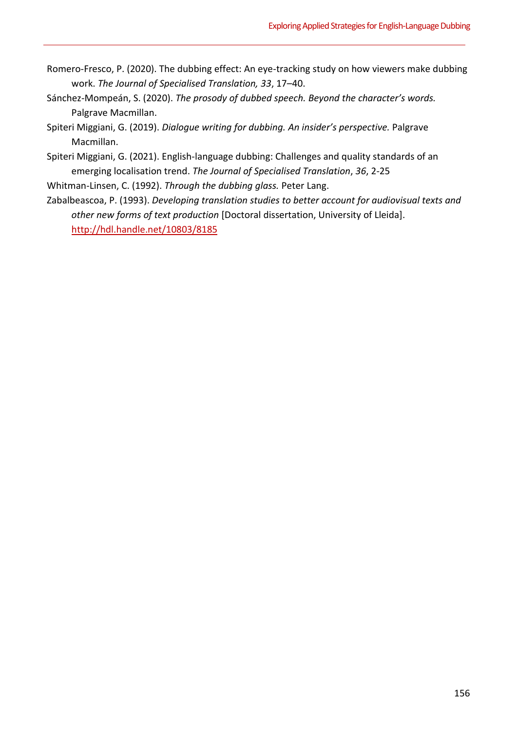Romero-Fresco, P. (2020). The dubbing effect: An eye-tracking study on how viewers make dubbing work. *The Journal of Specialised Translation, 33*, 17–40.

Sánchez-Mompeán, S. (2020). *The prosody of dubbed speech. Beyond the character's words.* Palgrave Macmillan.

Spiteri Miggiani, G. (2019). *Dialogue writing for dubbing. An insider's perspective.* Palgrave Macmillan.

Spiteri Miggiani, G. (2021). English-language dubbing: Challenges and quality standards of an emerging localisation trend. *The Journal of Specialised Translation*, *36*, 2-25

Whitman-Linsen, C. (1992). *Through the dubbing glass.* Peter Lang.

Zabalbeascoa, P. (1993). *Developing translation studies to better account for audiovisual texts and other new forms of text production* [Doctoral dissertation, University of Lleida]. http://hdl.handle.net/10803/8185